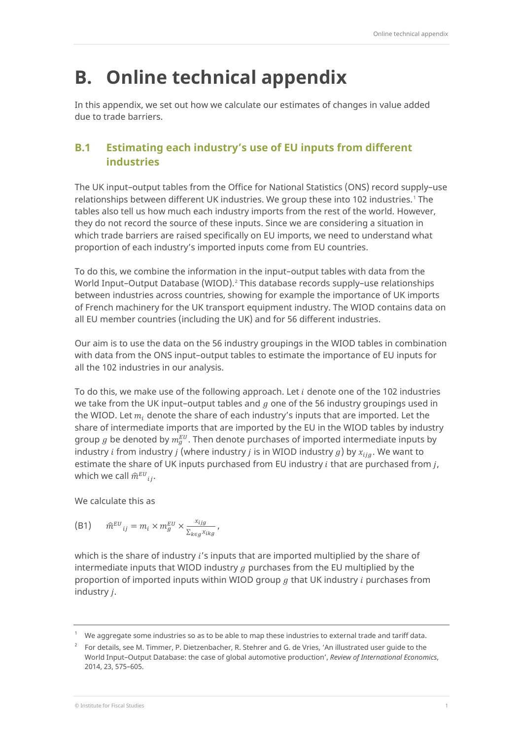# B. Online technical appendix

In this appendix, we set out how we calculate our estimates of changes in value added due to trade barriers.

## B.1 Estimating each industry's use of EU inputs from different industries

The UK input–output tables from the Office for National Statistics (ONS) record supply–use relationships between different UK industries. We group these into 102 industries.[1] The tables also tell us how much each industry imports from the rest of the world. However, they do not record the source of these inputs. Since we are considering a situation in which trade barriers are raised specifically on EU imports, we need to understand what proportion of each industry's imported inputs come from EU countries.

To do this, we combine the information in the input–output tables with data from the World Input–Output Database (WIOD).[2] This database records supply–use relationships between industries across countries, showing for example the importance of UK imports of French machinery for the UK transport equipment industry. The WIOD contains data on all EU member countries (including the UK) and for 56 different industries.

Our aim is to use the data on the 56 industry groupings in the WIOD tables in combination with data from the ONS input–output tables to estimate the importance of EU inputs for all the 102 industries in our analysis.

To do this, we make use of the following approach. Let $i$ denote one of the 102 industries we take from the UK input–output tables and $g$ one of the 56 industry groupings used in the WIOD. Let $m_i$ denote the share of each industry's inputs that are imported. Let the share of intermediate imports that are imported by the EU in the WIOD tables by industry group $g$ be denoted by $m_g^{EU}$. Then denote purchases of imported intermediate inputs by industry $i$ from industry $j$ (where industry $j$ is in WIOD industry $g$) by $x_{ijg}$. We want to estimate the share of UK inputs purchased from EU industry $i$ that are purchased from $j$, which we call $\widehat{m}^{EU}{}_{ij}$.

We calculate this as

$$\text{(B1)} \qquad \widehat{m}^{EU}{}_{ij} = m_i \times m_g^{EU} \times \frac{x_{ijg}}{\sum_{k \in g} x_{ikg}},$$

which is the share of industry $i$'s inputs that are imported multiplied by the share of intermediate inputs that WIOD industry $g$ purchases from the EU multiplied by the proportion of imported inputs within WIOD group $g$ that UK industry $i$ purchases from industry $j$.

---

[1] We aggregate some industries so as to be able to map these industries to external trade and tariff data.

[2] For details, see M. Timmer, P. Dietzenbacher, R. Stehrer and G. de Vries, 'An illustrated user guide to the World Input–Output Database: the case of global automotive production', *Review of International Economics*, 2014, 23, 575–605.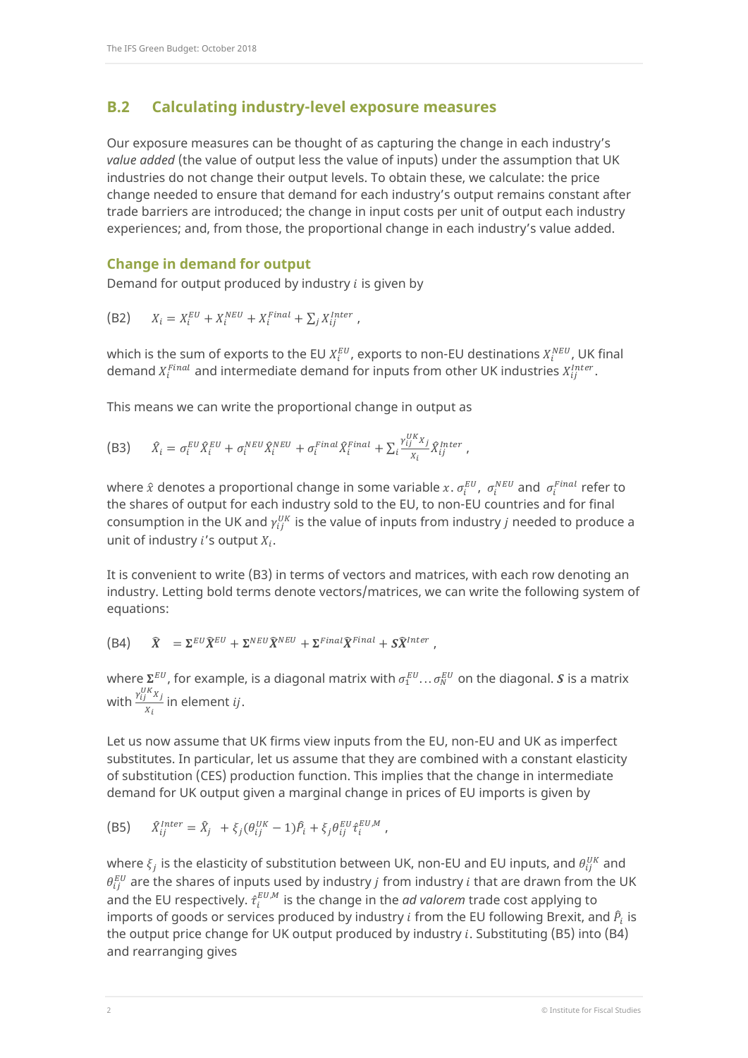## B.2 Calculating industry-level exposure measures

Our exposure measures can be thought of as capturing the change in each industry's *value added* (the value of output less the value of inputs) under the assumption that UK industries do not change their output levels. To obtain these, we calculate: the price change needed to ensure that demand for each industry's output remains constant after trade barriers are introduced; the change in input costs per unit of output each industry experiences; and, from those, the proportional change in each industry's value added.

### Change in demand for output

Demand for output produced by industry $i$ is given by

$$X_i = X_i^{EU} + X_i^{NEU} + X_i^{Final} + \sum_j X_{ij}^{Inter}\,, \quad \text{(B2)}$$

which is the sum of exports to the EU $X_i^{EU}$, exports to non-EU destinations $X_i^{NEU}$, UK final demand $X_i^{Final}$ and intermediate demand for inputs from other UK industries $X_{ij}^{Inter}$.

This means we can write the proportional change in output as

$$\hat{X}_i = \sigma_i^{EU}\hat{X}_i^{EU} + \sigma_i^{NEU}\hat{X}_i^{NEU} + \sigma_i^{Final}\hat{X}_i^{Final} + \sum_i \frac{\gamma_{ij}^{UK}X_j}{X_i}\hat{X}_{ij}^{Inter}\,, \quad \text{(B3)}$$

where $\hat{x}$ denotes a proportional change in some variable $x$. $\sigma_i^{EU}$, $\sigma_i^{NEU}$ and $\sigma_i^{Final}$ refer to the shares of output for each industry sold to the EU, to non-EU countries and for final consumption in the UK and $\gamma_{ij}^{UK}$ is the value of inputs from industry $j$ needed to produce a unit of industry $i$'s output $X_i$.

It is convenient to write (B3) in terms of vectors and matrices, with each row denoting an industry. Letting bold terms denote vectors/matrices, we can write the following system of equations:

$$\hat{\boldsymbol{X}} = \boldsymbol{\Sigma}^{EU}\hat{\boldsymbol{X}}^{EU} + \boldsymbol{\Sigma}^{NEU}\hat{\boldsymbol{X}}^{NEU} + \boldsymbol{\Sigma}^{Final}\hat{\boldsymbol{X}}^{Final} + \boldsymbol{S}\hat{\boldsymbol{X}}^{Inter}\,, \quad \text{(B4)}$$

where $\boldsymbol{\Sigma}^{EU}$, for example, is a diagonal matrix with $\sigma_1^{EU}\ldots\sigma_N^{EU}$ on the diagonal. $\boldsymbol{S}$ is a matrix with $\frac{\gamma_{ij}^{UK}X_j}{X_i}$ in element $ij$.

Let us now assume that UK firms view inputs from the EU, non-EU and UK as imperfect substitutes. In particular, let us assume that they are combined with a constant elasticity of substitution (CES) production function. This implies that the change in intermediate demand for UK output given a marginal change in prices of EU imports is given by

$$\hat{X}_{ij}^{Inter} = \hat{X}_j + \xi_j(\theta_{ij}^{UK} - 1)\hat{P}_i + \xi_j\theta_{ij}^{EU}\hat{\tau}_i^{EU,M}\,, \quad \text{(B5)}$$

where $\xi_j$ is the elasticity of substitution between UK, non-EU and EU inputs, and $\theta_{ij}^{UK}$ and $\theta_{ij}^{EU}$ are the shares of inputs used by industry $j$ from industry $i$ that are drawn from the UK and the EU respectively. $\hat{\tau}_i^{EU,M}$ is the change in the *ad valorem* trade cost applying to imports of goods or services produced by industry $i$ from the EU following Brexit, and $\hat{P}_i$ is the output price change for UK output produced by industry $i$. Substituting (B5) into (B4) and rearranging gives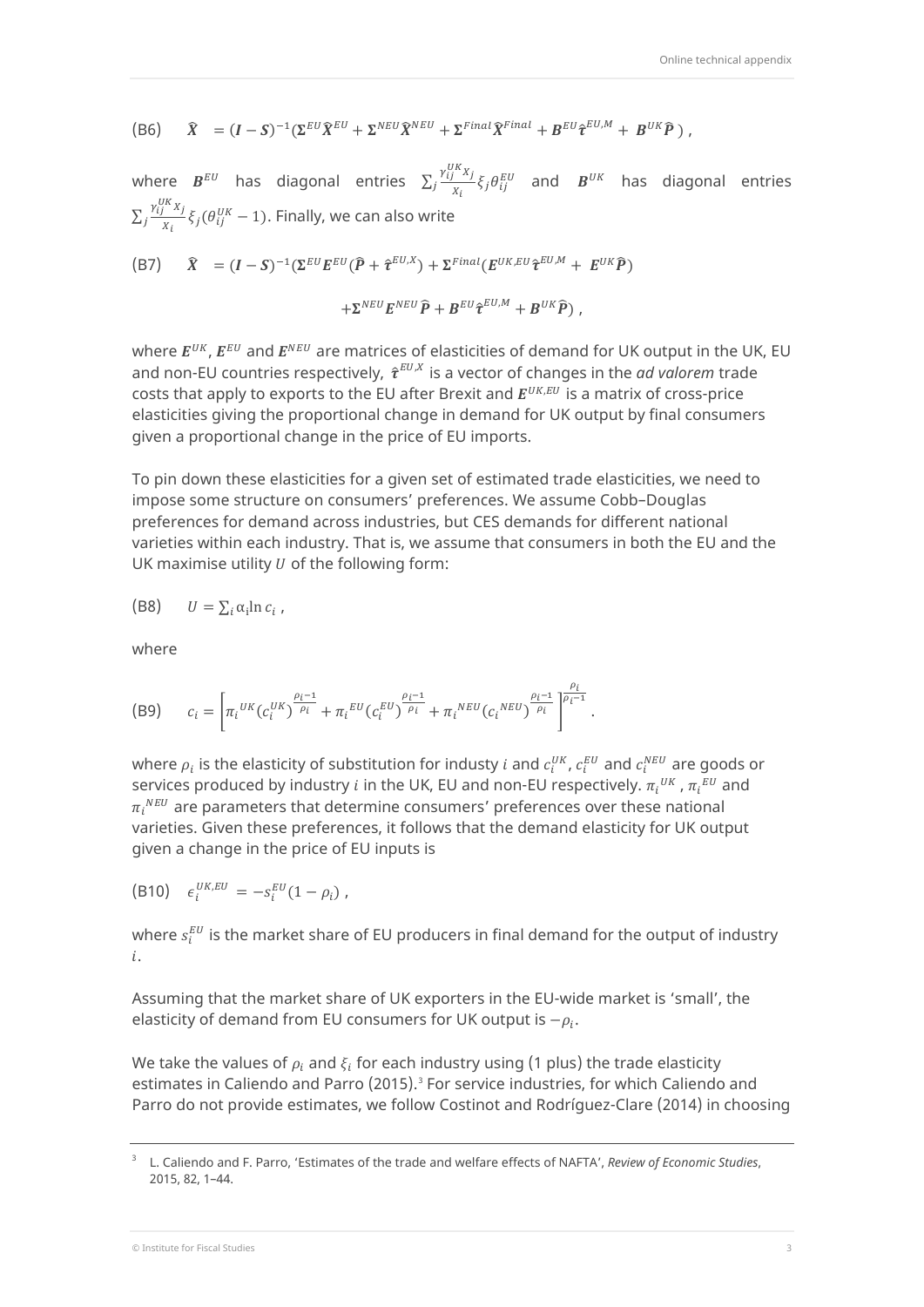$$(\text{B6}) \qquad \widehat{\boldsymbol{X}} \;= (\boldsymbol{I}-\boldsymbol{S})^{-1}(\boldsymbol{\Sigma}^{EU}\widehat{\boldsymbol{X}}^{EU} + \boldsymbol{\Sigma}^{NEU}\widehat{\boldsymbol{X}}^{NEU} + \boldsymbol{\Sigma}^{Final}\widehat{\boldsymbol{X}}^{Final} + \boldsymbol{B}^{EU}\widehat{\boldsymbol{\tau}}^{EU,M} + \boldsymbol{B}^{UK}\widehat{\boldsymbol{P}}\,) \;,$$

where $\boldsymbol{B}^{EU}$ has diagonal entries $\sum_j \frac{\gamma_{ij}^{UK} x_j}{x_i}\xi_j \theta_{ij}^{EU}$ and $\boldsymbol{B}^{UK}$ has diagonal entries $\sum_j \frac{\gamma_{ij}^{UK} x_j}{x_i}\xi_j(\theta_{ij}^{UK}-1)$. Finally, we can also write

$$(\text{B7}) \qquad \widehat{\boldsymbol{X}} \;= (\boldsymbol{I}-\boldsymbol{S})^{-1}(\boldsymbol{\Sigma}^{EU}\boldsymbol{E}^{EU}(\widehat{\boldsymbol{P}} + \widehat{\boldsymbol{\tau}}^{EU,X}) + \boldsymbol{\Sigma}^{Final}(\boldsymbol{E}^{UK,EU}\widehat{\boldsymbol{\tau}}^{EU,M} + \boldsymbol{E}^{UK}\widehat{\boldsymbol{P}})$$

$$+\boldsymbol{\Sigma}^{NEU}\boldsymbol{E}^{NEU}\widehat{\boldsymbol{P}} + \boldsymbol{B}^{EU}\widehat{\boldsymbol{\tau}}^{EU,M} + \boldsymbol{B}^{UK}\widehat{\boldsymbol{P}}) \;,$$

where $\boldsymbol{E}^{UK}$, $\boldsymbol{E}^{EU}$ and $\boldsymbol{E}^{NEU}$ are matrices of elasticities of demand for UK output in the UK, EU and non-EU countries respectively, $\widehat{\boldsymbol{\tau}}^{EU,X}$ is a vector of changes in the *ad valorem* trade costs that apply to exports to the EU after Brexit and $\boldsymbol{E}^{UK,EU}$ is a matrix of cross-price elasticities giving the proportional change in demand for UK output by final consumers given a proportional change in the price of EU imports.

To pin down these elasticities for a given set of estimated trade elasticities, we need to impose some structure on consumers' preferences. We assume Cobb–Douglas preferences for demand across industries, but CES demands for different national varieties within each industry. That is, we assume that consumers in both the EU and the UK maximise utility $U$ of the following form:

$$(\text{B8}) \qquad U = \sum_i \alpha_i \ln c_i \;,$$

where

$$(\text{B9}) \qquad c_i = \left[\pi_i^{\,UK}(c_i^{UK})^{\frac{\rho_i-1}{\rho_i}} + \pi_i^{\,EU}(c_i^{EU})^{\frac{\rho_i-1}{\rho_i}} + \pi_i^{\,NEU}(c_i^{\,NEU})^{\frac{\rho_i-1}{\rho_i}}\right]^{\frac{\rho_i}{\rho_i-1}} .$$

where $\rho_i$ is the elasticity of substitution for industy $i$ and $c_i^{UK}$, $c_i^{EU}$ and $c_i^{NEU}$ are goods or services produced by industry $i$ in the UK, EU and non-EU respectively. $\pi_i^{\,UK}$, $\pi_i^{\,EU}$ and $\pi_i^{\,NEU}$ are parameters that determine consumers' preferences over these national varieties. Given these preferences, it follows that the demand elasticity for UK output given a change in the price of EU inputs is

$$(\text{B10}) \qquad \epsilon_i^{UK,EU} \;= -s_i^{EU}(1-\rho_i) \;,$$

where $s_i^{EU}$ is the market share of EU producers in final demand for the output of industry $i$.

Assuming that the market share of UK exporters in the EU-wide market is 'small', the elasticity of demand from EU consumers for UK output is $-\rho_i$.

We take the values of $\rho_i$ and $\xi_i$ for each industry using (1 plus) the trade elasticity estimates in Caliendo and Parro (2015).[3] For service industries, for which Caliendo and Parro do not provide estimates, we follow Costinot and Rodríguez-Clare (2014) in choosing

[3] L. Caliendo and F. Parro, 'Estimates of the trade and welfare effects of NAFTA', *Review of Economic Studies*, 2015, 82, 1–44.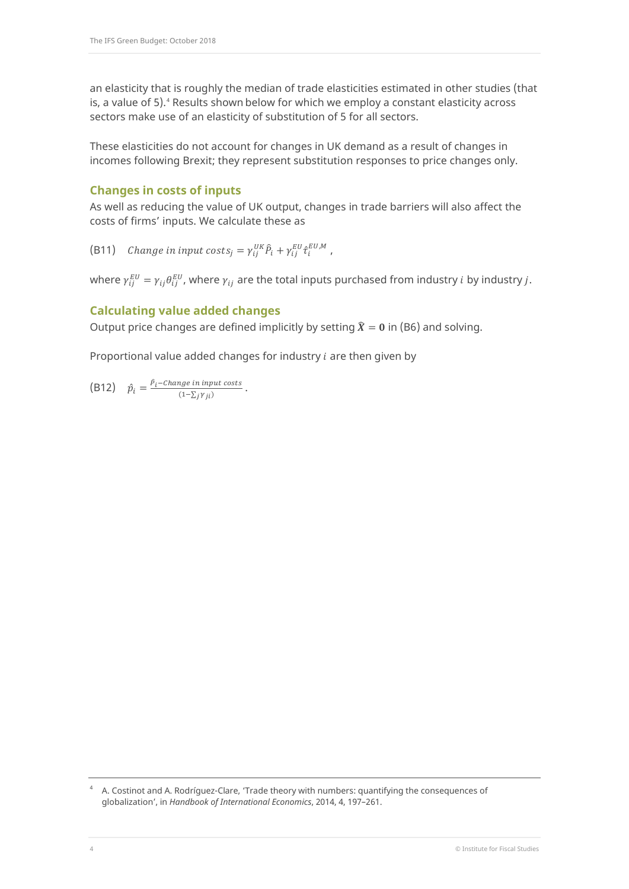an elasticity that is roughly the median of trade elasticities estimated in other studies (that is, a value of 5).[4] Results shown below for which we employ a constant elasticity across sectors make use of an elasticity of substitution of 5 for all sectors.

These elasticities do not account for changes in UK demand as a result of changes in incomes following Brexit; they represent substitution responses to price changes only.

### Changes in costs of inputs

As well as reducing the value of UK output, changes in trade barriers will also affect the costs of firms' inputs. We calculate these as

(B11) $\quad Change\ in\ input\ costs_j = \gamma_{ij}^{UK}\hat{P}_i + \gamma_{ij}^{EU}\hat{\tau}_i^{EU,M}$ ,

where $\gamma_{ij}^{EU} = \gamma_{ij}\theta_{ij}^{EU}$, where $\gamma_{ij}$ are the total inputs purchased from industry $i$ by industry $j$.

### Calculating value added changes

Output price changes are defined implicitly by setting $\widehat{\boldsymbol{X}} = \boldsymbol{0}$ in (B6) and solving.

Proportional value added changes for industry $i$ are then given by

(B12) $\quad \hat{p}_i = \frac{\hat{P}_i - Change\ in\ input\ costs}{(1-\sum_j \gamma_{ji})}$ .

[4] A. Costinot and A. Rodríguez-Clare, 'Trade theory with numbers: quantifying the consequences of globalization', in *Handbook of International Economics*, 2014, 4, 197–261.